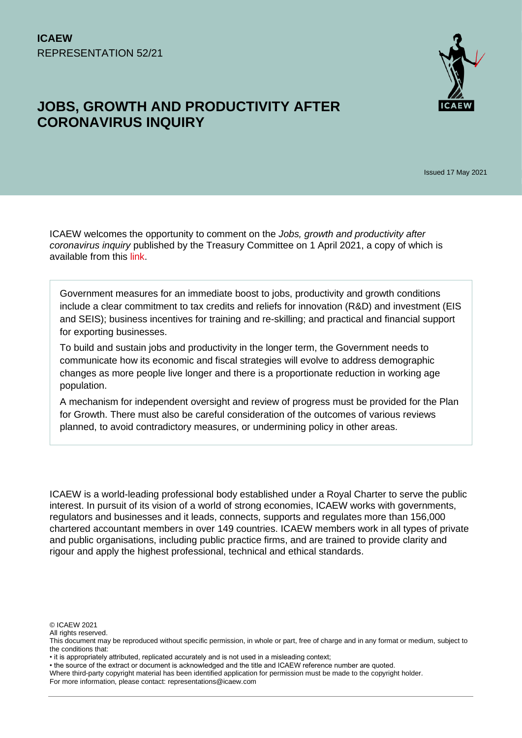**ICAEW**
REPRESENTATION 52/21

# JOBS, GROWTH AND PRODUCTIVITY AFTER CORONAVIRUS INQUIRY

Issued 17 May 2021

ICAEW welcomes the opportunity to comment on the *Jobs, growth and productivity after coronavirus inquiry* published by the Treasury Committee on 1 April 2021, a copy of which is available from this link.

> Government measures for an immediate boost to jobs, productivity and growth conditions include a clear commitment to tax credits and reliefs for innovation (R&D) and investment (EIS and SEIS); business incentives for training and re-skilling; and practical and financial support for exporting businesses.
>
> To build and sustain jobs and productivity in the longer term, the Government needs to communicate how its economic and fiscal strategies will evolve to address demographic changes as more people live longer and there is a proportionate reduction in working age population.
>
> A mechanism for independent oversight and review of progress must be provided for the Plan for Growth. There must also be careful consideration of the outcomes of various reviews planned, to avoid contradictory measures, or undermining policy in other areas.

ICAEW is a world-leading professional body established under a Royal Charter to serve the public interest. In pursuit of its vision of a world of strong economies, ICAEW works with governments, regulators and businesses and it leads, connects, supports and regulates more than 156,000 chartered accountant members in over 149 countries. ICAEW members work in all types of private and public organisations, including public practice firms, and are trained to provide clarity and rigour and apply the highest professional, technical and ethical standards.

© ICAEW 2021
All rights reserved.
This document may be reproduced without specific permission, in whole or part, free of charge and in any format or medium, subject to the conditions that:
• it is appropriately attributed, replicated accurately and is not used in a misleading context;
• the source of the extract or document is acknowledged and the title and ICAEW reference number are quoted.
Where third-party copyright material has been identified application for permission must be made to the copyright holder.
For more information, please contact: representations@icaew.com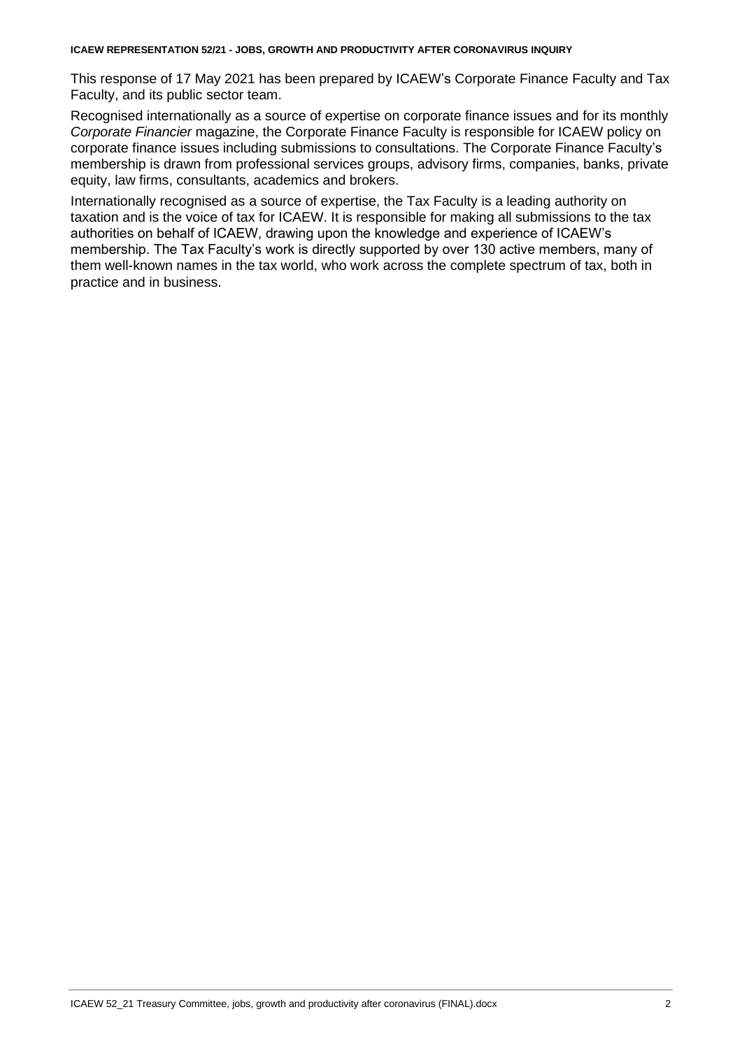This response of 17 May 2021 has been prepared by ICAEW's Corporate Finance Faculty and Tax Faculty, and its public sector team.

Recognised internationally as a source of expertise on corporate finance issues and for its monthly *Corporate Financier* magazine, the Corporate Finance Faculty is responsible for ICAEW policy on corporate finance issues including submissions to consultations. The Corporate Finance Faculty's membership is drawn from professional services groups, advisory firms, companies, banks, private equity, law firms, consultants, academics and brokers.

Internationally recognised as a source of expertise, the Tax Faculty is a leading authority on taxation and is the voice of tax for ICAEW. It is responsible for making all submissions to the tax authorities on behalf of ICAEW, drawing upon the knowledge and experience of ICAEW's membership. The Tax Faculty's work is directly supported by over 130 active members, many of them well-known names in the tax world, who work across the complete spectrum of tax, both in practice and in business.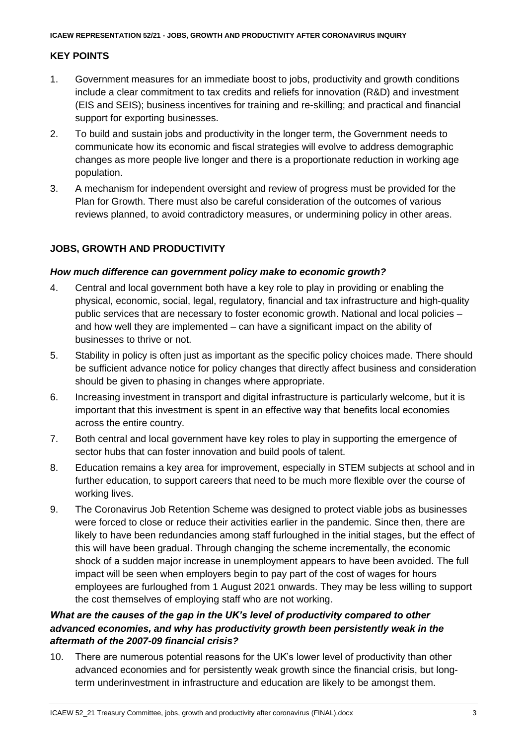## KEY POINTS

1. Government measures for an immediate boost to jobs, productivity and growth conditions include a clear commitment to tax credits and reliefs for innovation (R&D) and investment (EIS and SEIS); business incentives for training and re-skilling; and practical and financial support for exporting businesses.
2. To build and sustain jobs and productivity in the longer term, the Government needs to communicate how its economic and fiscal strategies will evolve to address demographic changes as more people live longer and there is a proportionate reduction in working age population.
3. A mechanism for independent oversight and review of progress must be provided for the Plan for Growth. There must also be careful consideration of the outcomes of various reviews planned, to avoid contradictory measures, or undermining policy in other areas.

## JOBS, GROWTH AND PRODUCTIVITY

### *How much difference can government policy make to economic growth?*

4. Central and local government both have a key role to play in providing or enabling the physical, economic, social, legal, regulatory, financial and tax infrastructure and high-quality public services that are necessary to foster economic growth. National and local policies – and how well they are implemented – can have a significant impact on the ability of businesses to thrive or not.
5. Stability in policy is often just as important as the specific policy choices made. There should be sufficient advance notice for policy changes that directly affect business and consideration should be given to phasing in changes where appropriate.
6. Increasing investment in transport and digital infrastructure is particularly welcome, but it is important that this investment is spent in an effective way that benefits local economies across the entire country.
7. Both central and local government have key roles to play in supporting the emergence of sector hubs that can foster innovation and build pools of talent.
8. Education remains a key area for improvement, especially in STEM subjects at school and in further education, to support careers that need to be much more flexible over the course of working lives.
9. The Coronavirus Job Retention Scheme was designed to protect viable jobs as businesses were forced to close or reduce their activities earlier in the pandemic. Since then, there are likely to have been redundancies among staff furloughed in the initial stages, but the effect of this will have been gradual. Through changing the scheme incrementally, the economic shock of a sudden major increase in unemployment appears to have been avoided. The full impact will be seen when employers begin to pay part of the cost of wages for hours employees are furloughed from 1 August 2021 onwards. They may be less willing to support the cost themselves of employing staff who are not working.

### *What are the causes of the gap in the UK's level of productivity compared to other advanced economies, and why has productivity growth been persistently weak in the aftermath of the 2007-09 financial crisis?*

10. There are numerous potential reasons for the UK's lower level of productivity than other advanced economies and for persistently weak growth since the financial crisis, but long-term underinvestment in infrastructure and education are likely to be amongst them.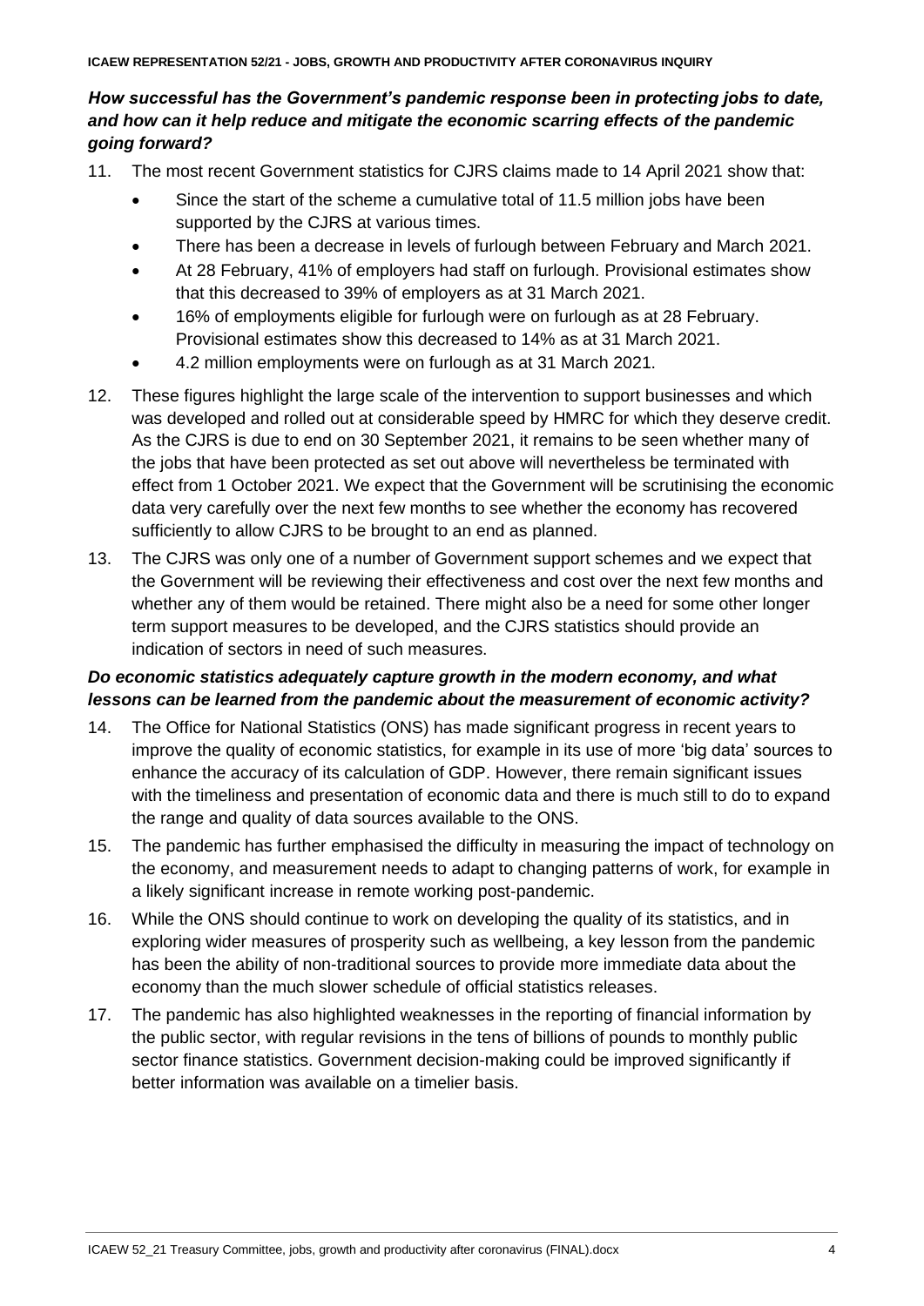### *How successful has the Government's pandemic response been in protecting jobs to date, and how can it help reduce and mitigate the economic scarring effects of the pandemic going forward?*

11. The most recent Government statistics for CJRS claims made to 14 April 2021 show that:
    - Since the start of the scheme a cumulative total of 11.5 million jobs have been supported by the CJRS at various times.
    - There has been a decrease in levels of furlough between February and March 2021.
    - At 28 February, 41% of employers had staff on furlough. Provisional estimates show that this decreased to 39% of employers as at 31 March 2021.
    - 16% of employments eligible for furlough were on furlough as at 28 February. Provisional estimates show this decreased to 14% as at 31 March 2021.
    - 4.2 million employments were on furlough as at 31 March 2021.
12. These figures highlight the large scale of the intervention to support businesses and which was developed and rolled out at considerable speed by HMRC for which they deserve credit. As the CJRS is due to end on 30 September 2021, it remains to be seen whether many of the jobs that have been protected as set out above will nevertheless be terminated with effect from 1 October 2021. We expect that the Government will be scrutinising the economic data very carefully over the next few months to see whether the economy has recovered sufficiently to allow CJRS to be brought to an end as planned.
13. The CJRS was only one of a number of Government support schemes and we expect that the Government will be reviewing their effectiveness and cost over the next few months and whether any of them would be retained. There might also be a need for some other longer term support measures to be developed, and the CJRS statistics should provide an indication of sectors in need of such measures.

### *Do economic statistics adequately capture growth in the modern economy, and what lessons can be learned from the pandemic about the measurement of economic activity?*

14. The Office for National Statistics (ONS) has made significant progress in recent years to improve the quality of economic statistics, for example in its use of more 'big data' sources to enhance the accuracy of its calculation of GDP. However, there remain significant issues with the timeliness and presentation of economic data and there is much still to do to expand the range and quality of data sources available to the ONS.
15. The pandemic has further emphasised the difficulty in measuring the impact of technology on the economy, and measurement needs to adapt to changing patterns of work, for example in a likely significant increase in remote working post-pandemic.
16. While the ONS should continue to work on developing the quality of its statistics, and in exploring wider measures of prosperity such as wellbeing, a key lesson from the pandemic has been the ability of non-traditional sources to provide more immediate data about the economy than the much slower schedule of official statistics releases.
17. The pandemic has also highlighted weaknesses in the reporting of financial information by the public sector, with regular revisions in the tens of billions of pounds to monthly public sector finance statistics. Government decision-making could be improved significantly if better information was available on a timelier basis.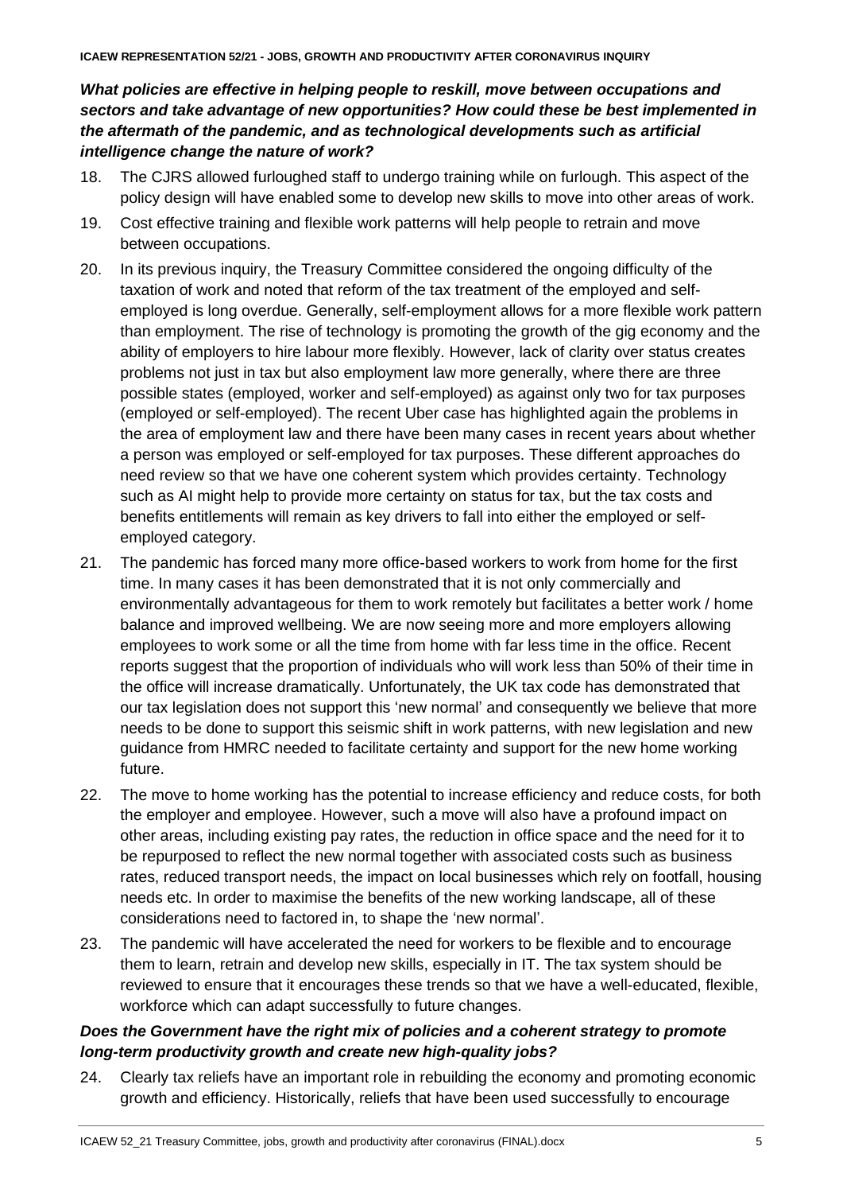***What policies are effective in helping people to reskill, move between occupations and sectors and take advantage of new opportunities? How could these be best implemented in the aftermath of the pandemic, and as technological developments such as artificial intelligence change the nature of work?***

18. The CJRS allowed furloughed staff to undergo training while on furlough. This aspect of the policy design will have enabled some to develop new skills to move into other areas of work.

19. Cost effective training and flexible work patterns will help people to retrain and move between occupations.

20. In its previous inquiry, the Treasury Committee considered the ongoing difficulty of the taxation of work and noted that reform of the tax treatment of the employed and self-employed is long overdue. Generally, self-employment allows for a more flexible work pattern than employment. The rise of technology is promoting the growth of the gig economy and the ability of employers to hire labour more flexibly. However, lack of clarity over status creates problems not just in tax but also employment law more generally, where there are three possible states (employed, worker and self-employed) as against only two for tax purposes (employed or self-employed). The recent Uber case has highlighted again the problems in the area of employment law and there have been many cases in recent years about whether a person was employed or self-employed for tax purposes. These different approaches do need review so that we have one coherent system which provides certainty. Technology such as AI might help to provide more certainty on status for tax, but the tax costs and benefits entitlements will remain as key drivers to fall into either the employed or self-employed category.

21. The pandemic has forced many more office-based workers to work from home for the first time. In many cases it has been demonstrated that it is not only commercially and environmentally advantageous for them to work remotely but facilitates a better work / home balance and improved wellbeing. We are now seeing more and more employers allowing employees to work some or all the time from home with far less time in the office. Recent reports suggest that the proportion of individuals who will work less than 50% of their time in the office will increase dramatically. Unfortunately, the UK tax code has demonstrated that our tax legislation does not support this 'new normal' and consequently we believe that more needs to be done to support this seismic shift in work patterns, with new legislation and new guidance from HMRC needed to facilitate certainty and support for the new home working future.

22. The move to home working has the potential to increase efficiency and reduce costs, for both the employer and employee. However, such a move will also have a profound impact on other areas, including existing pay rates, the reduction in office space and the need for it to be repurposed to reflect the new normal together with associated costs such as business rates, reduced transport needs, the impact on local businesses which rely on footfall, housing needs etc. In order to maximise the benefits of the new working landscape, all of these considerations need to factored in, to shape the 'new normal'.

23. The pandemic will have accelerated the need for workers to be flexible and to encourage them to learn, retrain and develop new skills, especially in IT. The tax system should be reviewed to ensure that it encourages these trends so that we have a well-educated, flexible, workforce which can adapt successfully to future changes.

***Does the Government have the right mix of policies and a coherent strategy to promote long-term productivity growth and create new high-quality jobs?***

24. Clearly tax reliefs have an important role in rebuilding the economy and promoting economic growth and efficiency. Historically, reliefs that have been used successfully to encourage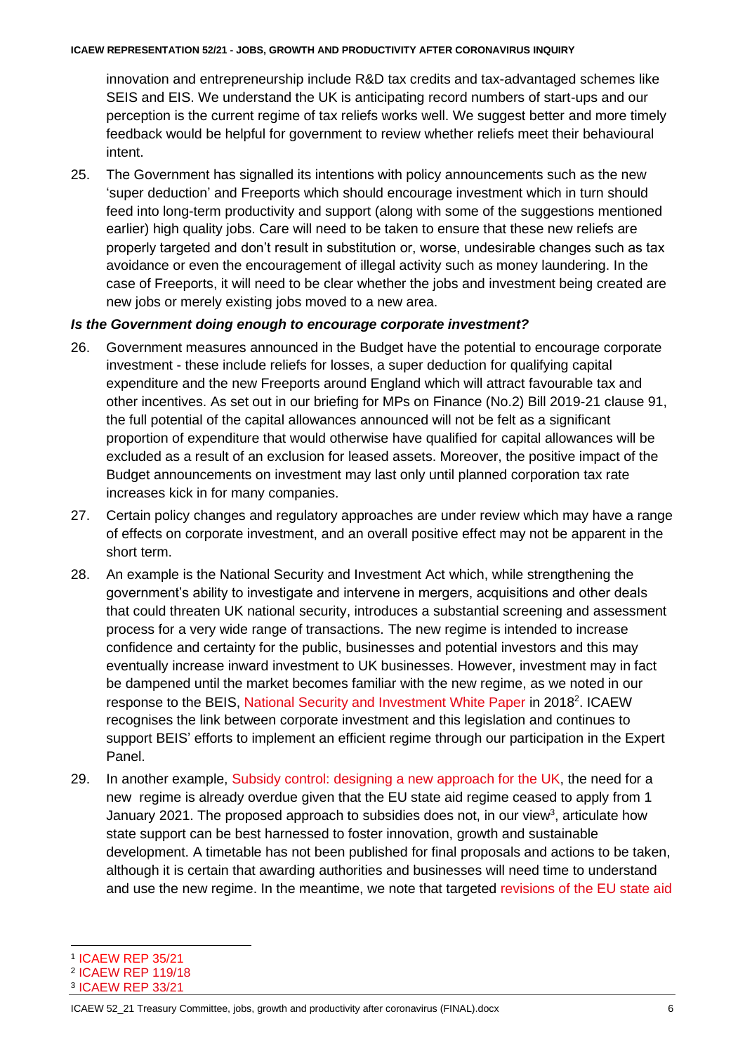innovation and entrepreneurship include R&D tax credits and tax-advantaged schemes like SEIS and EIS. We understand the UK is anticipating record numbers of start-ups and our perception is the current regime of tax reliefs works well. We suggest better and more timely feedback would be helpful for government to review whether reliefs meet their behavioural intent.

25. The Government has signalled its intentions with policy announcements such as the new 'super deduction' and Freeports which should encourage investment which in turn should feed into long-term productivity and support (along with some of the suggestions mentioned earlier) high quality jobs. Care will need to be taken to ensure that these new reliefs are properly targeted and don't result in substitution or, worse, undesirable changes such as tax avoidance or even the encouragement of illegal activity such as money laundering. In the case of Freeports, it will need to be clear whether the jobs and investment being created are new jobs or merely existing jobs moved to a new area.

### *Is the Government doing enough to encourage corporate investment?*

26. Government measures announced in the Budget have the potential to encourage corporate investment - these include reliefs for losses, a super deduction for qualifying capital expenditure and the new Freeports around England which will attract favourable tax and other incentives. As set out in our briefing for MPs on Finance (No.2) Bill 2019-21 clause 91, the full potential of the capital allowances announced will not be felt as a significant proportion of expenditure that would otherwise have qualified for capital allowances will be excluded as a result of an exclusion for leased assets. Moreover, the positive impact of the Budget announcements on investment may last only until planned corporation tax rate increases kick in for many companies.

27. Certain policy changes and regulatory approaches are under review which may have a range of effects on corporate investment, and an overall positive effect may not be apparent in the short term.

28. An example is the National Security and Investment Act which, while strengthening the government's ability to investigate and intervene in mergers, acquisitions and other deals that could threaten UK national security, introduces a substantial screening and assessment process for a very wide range of transactions. The new regime is intended to increase confidence and certainty for the public, businesses and potential investors and this may eventually increase inward investment to UK businesses. However, investment may in fact be dampened until the market becomes familiar with the new regime, as we noted in our response to the BEIS, National Security and Investment White Paper in 2018[2]. ICAEW recognises the link between corporate investment and this legislation and continues to support BEIS' efforts to implement an efficient regime through our participation in the Expert Panel.

29. In another example, Subsidy control: designing a new approach for the UK, the need for a new regime is already overdue given that the EU state aid regime ceased to apply from 1 January 2021. The proposed approach to subsidies does not, in our view[3], articulate how state support can be best harnessed to foster innovation, growth and sustainable development. A timetable has not been published for final proposals and actions to be taken, although it is certain that awarding authorities and businesses will need time to understand and use the new regime. In the meantime, we note that targeted revisions of the EU state aid

[1] ICAEW REP 35/21
[2] ICAEW REP 119/18
[3] ICAEW REP 33/21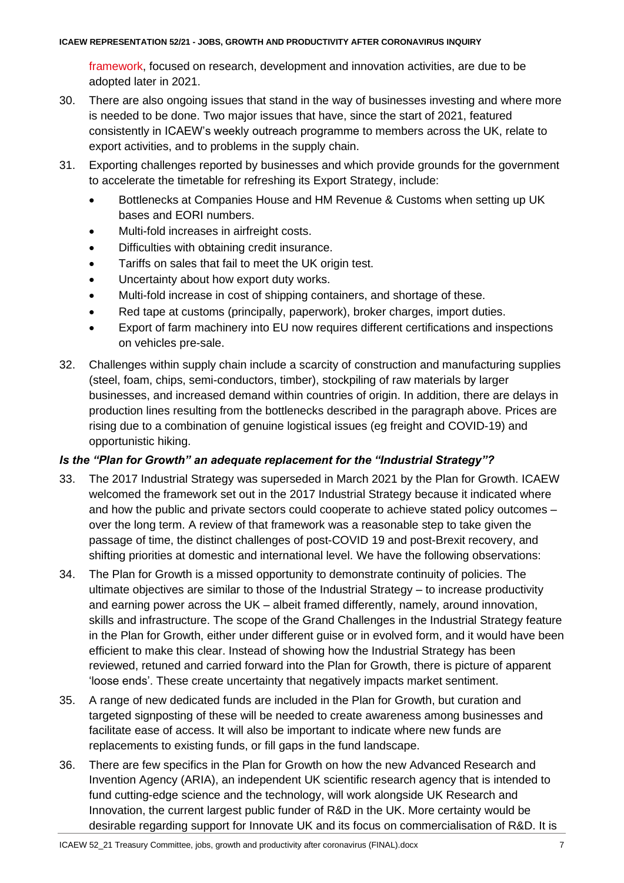framework, focused on research, development and innovation activities, are due to be adopted later in 2021.

30. There are also ongoing issues that stand in the way of businesses investing and where more is needed to be done. Two major issues that have, since the start of 2021, featured consistently in ICAEW's weekly outreach programme to members across the UK, relate to export activities, and to problems in the supply chain.

31. Exporting challenges reported by businesses and which provide grounds for the government to accelerate the timetable for refreshing its Export Strategy, include:
    - Bottlenecks at Companies House and HM Revenue & Customs when setting up UK bases and EORI numbers.
    - Multi-fold increases in airfreight costs.
    - Difficulties with obtaining credit insurance.
    - Tariffs on sales that fail to meet the UK origin test.
    - Uncertainty about how export duty works.
    - Multi-fold increase in cost of shipping containers, and shortage of these.
    - Red tape at customs (principally, paperwork), broker charges, import duties.
    - Export of farm machinery into EU now requires different certifications and inspections on vehicles pre-sale.

32. Challenges within supply chain include a scarcity of construction and manufacturing supplies (steel, foam, chips, semi-conductors, timber), stockpiling of raw materials by larger businesses, and increased demand within countries of origin. In addition, there are delays in production lines resulting from the bottlenecks described in the paragraph above. Prices are rising due to a combination of genuine logistical issues (eg freight and COVID-19) and opportunistic hiking.

### *Is the "Plan for Growth" an adequate replacement for the "Industrial Strategy"?*

33. The 2017 Industrial Strategy was superseded in March 2021 by the Plan for Growth. ICAEW welcomed the framework set out in the 2017 Industrial Strategy because it indicated where and how the public and private sectors could cooperate to achieve stated policy outcomes – over the long term. A review of that framework was a reasonable step to take given the passage of time, the distinct challenges of post-COVID 19 and post-Brexit recovery, and shifting priorities at domestic and international level. We have the following observations:

34. The Plan for Growth is a missed opportunity to demonstrate continuity of policies. The ultimate objectives are similar to those of the Industrial Strategy – to increase productivity and earning power across the UK – albeit framed differently, namely, around innovation, skills and infrastructure. The scope of the Grand Challenges in the Industrial Strategy feature in the Plan for Growth, either under different guise or in evolved form, and it would have been efficient to make this clear. Instead of showing how the Industrial Strategy has been reviewed, retuned and carried forward into the Plan for Growth, there is picture of apparent 'loose ends'. These create uncertainty that negatively impacts market sentiment.

35. A range of new dedicated funds are included in the Plan for Growth, but curation and targeted signposting of these will be needed to create awareness among businesses and facilitate ease of access. It will also be important to indicate where new funds are replacements to existing funds, or fill gaps in the fund landscape.

36. There are few specifics in the Plan for Growth on how the new Advanced Research and Invention Agency (ARIA), an independent UK scientific research agency that is intended to fund cutting-edge science and the technology, will work alongside UK Research and Innovation, the current largest public funder of R&D in the UK. More certainty would be desirable regarding support for Innovate UK and its focus on commercialisation of R&D. It is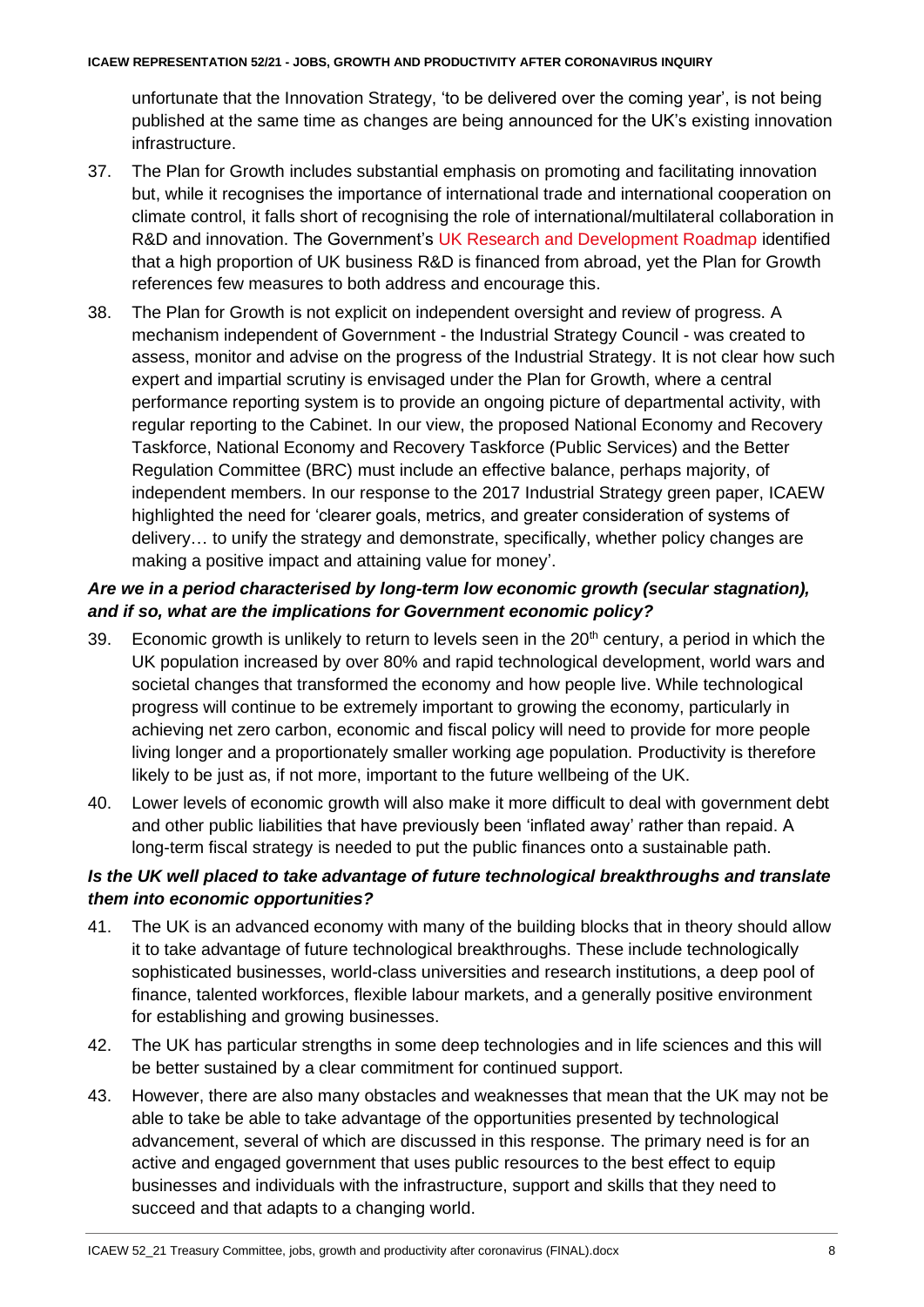unfortunate that the Innovation Strategy, 'to be delivered over the coming year', is not being published at the same time as changes are being announced for the UK's existing innovation infrastructure.

37. The Plan for Growth includes substantial emphasis on promoting and facilitating innovation but, while it recognises the importance of international trade and international cooperation on climate control, it falls short of recognising the role of international/multilateral collaboration in R&D and innovation. The Government's UK Research and Development Roadmap identified that a high proportion of UK business R&D is financed from abroad, yet the Plan for Growth references few measures to both address and encourage this.

38. The Plan for Growth is not explicit on independent oversight and review of progress. A mechanism independent of Government - the Industrial Strategy Council - was created to assess, monitor and advise on the progress of the Industrial Strategy. It is not clear how such expert and impartial scrutiny is envisaged under the Plan for Growth, where a central performance reporting system is to provide an ongoing picture of departmental activity, with regular reporting to the Cabinet. In our view, the proposed National Economy and Recovery Taskforce, National Economy and Recovery Taskforce (Public Services) and the Better Regulation Committee (BRC) must include an effective balance, perhaps majority, of independent members. In our response to the 2017 Industrial Strategy green paper, ICAEW highlighted the need for 'clearer goals, metrics, and greater consideration of systems of delivery… to unify the strategy and demonstrate, specifically, whether policy changes are making a positive impact and attaining value for money'.

***Are we in a period characterised by long-term low economic growth (secular stagnation), and if so, what are the implications for Government economic policy?***

39. Economic growth is unlikely to return to levels seen in the 20th century, a period in which the UK population increased by over 80% and rapid technological development, world wars and societal changes that transformed the economy and how people live. While technological progress will continue to be extremely important to growing the economy, particularly in achieving net zero carbon, economic and fiscal policy will need to provide for more people living longer and a proportionately smaller working age population. Productivity is therefore likely to be just as, if not more, important to the future wellbeing of the UK.

40. Lower levels of economic growth will also make it more difficult to deal with government debt and other public liabilities that have previously been 'inflated away' rather than repaid. A long-term fiscal strategy is needed to put the public finances onto a sustainable path.

***Is the UK well placed to take advantage of future technological breakthroughs and translate them into economic opportunities?***

41. The UK is an advanced economy with many of the building blocks that in theory should allow it to take advantage of future technological breakthroughs. These include technologically sophisticated businesses, world-class universities and research institutions, a deep pool of finance, talented workforces, flexible labour markets, and a generally positive environment for establishing and growing businesses.

42. The UK has particular strengths in some deep technologies and in life sciences and this will be better sustained by a clear commitment for continued support.

43. However, there are also many obstacles and weaknesses that mean that the UK may not be able to take be able to take advantage of the opportunities presented by technological advancement, several of which are discussed in this response. The primary need is for an active and engaged government that uses public resources to the best effect to equip businesses and individuals with the infrastructure, support and skills that they need to succeed and that adapts to a changing world.